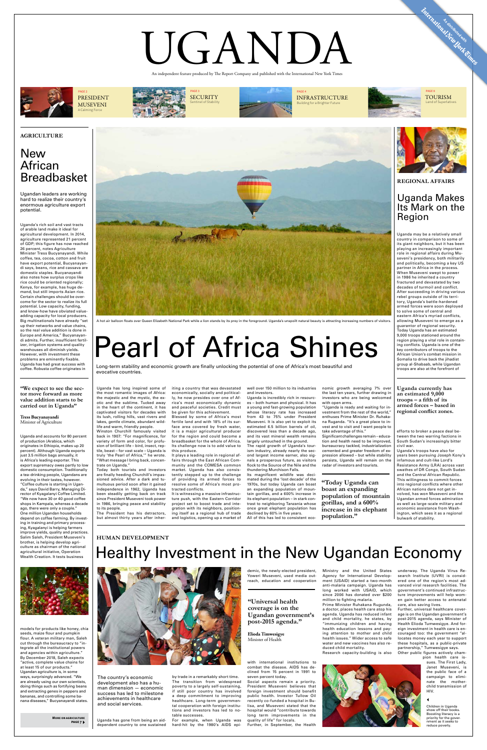# UGANDA

An independent feature produced by The Report Company and published with the International New York Times

As distributed with International New York Times

PAGE 2 PRESIDENT MUSEVENI A Calming Force

PAGE 3 SECURITY Sentinel of Stability

PAGE 4 INFRASTRUCTURE Building for a Brighter Future

PAGE 6 TOURISM Land of Superlatives

AGRICULTURE

## New African Breadbasket

Ugandan leaders are working hard to realize their country's enormous agriculture export potential.

Uganda's rich soil and vast tracts of arable land make it ideal for agricultural development. In 2014, agriculture represented 21 percent of GDP; this figure has now reached 26 percent, notes Agriculture Minister Tress Bucyanayandi. While coffee, tea, cocoa, cotton and fruit have export potential, Bucyanayandi says, beans, rice and cassava are domestic staples. Bucyanayandi also notes how surplus crops like rice could be oriented regionally; Kenya, for example, has huge demand, but still imports Asian rice. Certain challenges should be overcome for the sector to realize its full potential. Low capacity, funding, and know-how have obviated value-adding capacity for local producers. Big multinationals have already "set up their networks and value chains, so the real value addition is done in Europe and America," Bucyanayandi admits. Further, insufficient fertilizer, irrigation systems and quality warehouses all diminish yields. However, with investment these problems are eminently fixable. Uganda has had great success with coffee. Robusta coffee originates in Uganda and accounts for 80 percent of production (Arabica, which originates in Ethiopia, makes up 20 percent). Although Uganda exports just 3.5 million bags annually, it is Africa's leading exporter. This export supremacy owes partly to low domestic consumption. Traditionally a tea-drinking people, Ugandans are evolving in their tastes, however. "Coffee culture is starting in Uganda," says David Barry, Managing Director of Kyagalanyi Coffee Limited. "We now have 30 or 40 good coffee shops in Kampala, whereas a decade ago, there were only a couple." One million Ugandan households depend on coffee farming. By investing in training and primary processing, Kyagalanyi is helping farmers improve yields, quality and practices. Salim Saleh, President Museveni's brother, is helping develop agriculture as chairman of the national agricultural initiative, Operation Wealth Creation. It tests business models for products like honey, chia seeds, maize flour and pumpkin flour. A veteran military man, Saleh cut through the bureaucracy to "integrate all the institutional powers and agencies within agriculture." By December 2018, Saleh expects "active, complete value chains for at least 15 of our products." Ugandan agriculture is, in some ways, surprisingly advanced. "We are already using our own scientists, doing things such as fortifying beans and extracting genes in peppers and bananas, and controlling some banana diseases," Bucyanayandi states.

"We expect to see the sector move forward as more value addition starts to be carried out in Uganda"

**Tress Bucyanayandi**
Minister of Agriculture

MORE ON AGRICULTURE PAGE 7

A hot air balloon floats over Queen Elizabeth National Park while a lion stands by its prey in the foreground. Uganda's unspoilt natural beauty is attracting increasing numbers of visitors.

# Pearl of Africa Shines

Long-term stability and economic growth are finally unlocking the potential of one of Africa's most beautiful and evocative countries.

Uganda has long inspired some of the most romantic images of Africa: the majestic and the mystic, the exotic and the sublime. Tucked away in the heart of the continent, it has captivated visitors for decades with its lush, rolling hills, vast rivers and lakes, gentle climate, abundant wildlife and warm, friendly people.
Winston Churchill famously visited back in 1907: "For magnificence, for variety of form and color, for profusion of brilliant life – bird, insect, reptile, beast – for vast scale – Uganda is truly 'the Pearl of Africa,'" he wrote. "What message I bring back, concentrate on Uganda."
Today both tourists and investors are finally heeding Churchill's impassioned advice. After a dark and tumultuous period soon after it gained independence in 1962, Uganda has been steadily getting back on track since President Museveni took power in 1986, bringing peace and stability to its people.
The President has his detractors, but almost thirty years after inheriting a country that was devastated economically, socially and politically, he now presides over one of Africa's most economically dynamic and peaceful societies. Credit must be given for this achievement.
Blessed by some of Africa's most fertile land and with 18% of its surface area covered by fresh water, it is a major agricultural producer for the region and could become a breadbasket for the whole of Africa. Its challenge now is to add value to this produce.
It plays a leading role in regional affairs through the East African Community and the COMESA common market. Uganda has also consistently stepped up to the challenge of providing its armed forces to resolve some of Africa's most protracted conflicts.
It is witnessing a massive infrastructure push, with the Eastern Corridor project set to boost trade and integration with its neighbors, positioning itself as a regional hub of trade and logistics, opening up a market of well over 150 million to its industries and investors.
Uganda is incredibly rich in resources – both human and physical. It has a young and fast-growing population whose literacy rate has increased from 43 to 75% under President Museveni. It is also yet to exploit its estimated 6.5 billion barrels of oil, discovered less than a decade ago, and its vast mineral wealth remains largely untouched in the ground.
The rapid growth of Uganda's tourism industry, already nearly the second largest income earner, also signals a prosperous future, as visitors flock to the Source of the Nile and the thundering Murchison Falls.
Its magnificent wildlife was decimated during the 'lost decade' of the 1970s, but today Uganda can boast an expanding population of mountain gorillas, and a 600% increase in its elephant population – in stark contrast to neighboring Tanzania whose once great elephant population has declined by 60% in five years.
All of this has led to consistent economic growth averaging 7% over the last ten years, further drawing in investors who are being welcomed with open arms.
"Uganda is ready and waiting for investment from the rest of the world," enthuses Prime Minister Dr. Ruhakana Rugunda. "It's a great place to invest and to visit and I want people to take advantage of this."
Significant challenges remain – education and health need to be improved, bureaucracy tackled, industrialization cemented and greater freedom of expression allowed – but while stability persists, Uganda will remain on the radar of investors and tourists.

"Today Uganda can boast an expanding population of mountain gorillas, and a 600% increase in its elephant population."

REGIONAL AFFAIRS

## Uganda Makes Its Mark on the Region

Uganda may be a relatively small country in comparison to some of its giant neighbors, but it has been playing an increasingly important role in regional affairs during Museveni's presidency, both militarily and politically, becoming a key US partner in Africa in the process. When Museveni swept to power in 1986 he inherited a country fractured and devastated by two decades of turmoil and conflict. After succeeding in driving various rebel groups outside of its territory, Uganda's battle-hardened armed forces were soon deployed to solve some of central and eastern Africa's myriad conflicts, allowing Museveni to emerge as a guarantor of regional security. Today Uganda has an estimated 9,000 troops stationed around the region playing a vital role in containing conflicts. Uganda is one of the key contributors of troops to the African Union's combat mission in Somalia to drive back the jihadist group al-Shabaab, while Ugandan troops are also at the forefront of efforts to broker a peace deal between the two warring factions in South Sudan's increasingly bitter civil war.
Uganda's troops have also for years been pursuing Joseph Kony's infamous and cult-like Lord's Resistance Army (LRA) across vast swathes of DR Congo, South Sudan and the Central African Republic. This willingness to commit forces into regional conflicts where other African nations dare not get involved, has won Museveni and the Ugandan armed forces admiration as well as large-scale military and economic assistance from Washington, which sees it as a regional bulwark of stability.

**Uganda currently has an estimated 9,000 troops – a fifth of its armed forces – based in regional conflict zones.**

HUMAN DEVELOPMENT

# Healthy Investment in the New Ugandan Economy

The country's economic development also has a human dimension — economic success has led to milestone achievements in healthcare and social services.

Uganda has gone from being an aid-dependent country to one sustained by trade in a remarkably short time. The transition from widespread poverty to a largely self-sustaining, if still poor country has involved a deep commitment to improving healthcare. Long-term governmental cooperation with foreign institutions and investors has led to notable successes.
For example, when Uganda was hard-hit by the 1980's AIDS epidemic, the newly-elected president, Yoweri Museveni, used media outreach, education and cooperation with international institutions to combat the disease. AIDS has declined from 15 percent in 1991 to seven percent today.
Social aspects remain a priority. President Museveni believes that foreign investment should benefit public health. Investor Tullow Oil recently co-funded a hospital in Bulisa, and Museveni stated that the hospital would "contribute towards long term improvements in the quality of life" for locals.
Further, in September, the Health Ministry and the United States Agency for International Development (USAID) started a two-month anti-malaria campaign. Uganda has long worked with USAID, which since 2006 has donated over $200 million to fighting malaria.
Prime Minister Ruhakana Rugunda, a doctor, places health care atop his agenda. Uganda has reduced infant and child mortality, he states, by "immunizing children and having health education lessons and paying attention to mother and child health issues." Wider access to safe water and new vaccines has also reduced child mortality.
Research capacity-building is also underway. The Uganda Virus Research Institute (UVRI) is considered one of the region's most advanced viral research facilities. The government's continued infrastructure improvements will help women gain better access to antenatal care, also saving lives.
Further, universal healthcare coverage is on the Ugandan government's post-2015 agenda, says Minister of Health Elioda Tumwesigye. And foreign investment in health care is encouraged too: the government "allocates money each year to support these hospitals, as a public-private partnership," Tumwesigye says.
Other public figures actively champion health care issues. The First Lady, Janet Museveni, is the public face of a campaign to eliminate the mother-child transmission of HIV.

"Universal health coverage is on the Ugandan government's post-2015 agenda."

**Elioda Tumwesigye**
Minister of Health

Children in Uganda show off their books. Boosting literacy is a priority for the government as it seeks to reduce poverty.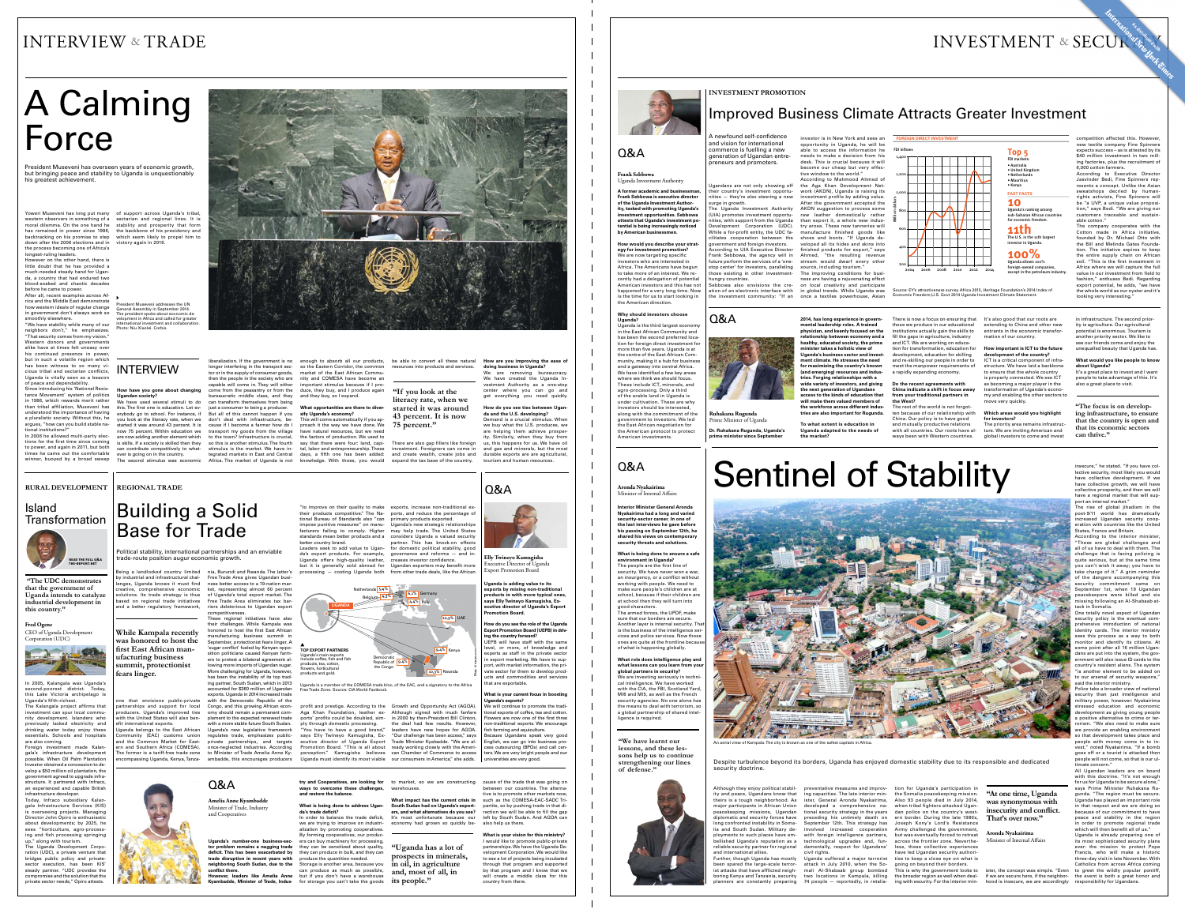# A Calming Force

President Museveni has overseen years of economic growth, but bringing peace and stability to Uganda is unquestionably his greatest achievement.

Yoweri Museveni has long put many western observers in something of a moral dilemma. On the one hand he has remained in power since 1986, backtracking on his promises to step down after the 2006 elections and in the process becoming one of Africa's longest-ruling leaders.

However on the other hand, there is little doubt that he has provided a much-needed steady hand for Uganda, a country that had endured two blood-soaked and chaotic decades before he came to power.

After all, recent examples across Africa and the Middle East demonstrate how western ideals of regular change in government don't always work so smoothly elsewhere.

"We have stability while many of our neighbors don't," he emphasizes. "That security comes from my vision."

Western donors and governments alike have at times felt uneasy over his continued presence in power, but in such a volatile region which has been witness to so many vicious tribal and sectarian conflicts, Uganda is vitally seen as a beacon of peace and dependability.

Since introducing his 'National Resistance Movement' system of politics in 1986, which rewards merit rather than tribal affiliation, Museveni has understood the importance of having a pluralistic society. Without this, he argues, "how can you build stable national institutions?"

In 2006 he allowed multi-party elections for the first time since coming to power, and again in 2011, but both times he came out the comfortable winner, buoyed by a broad sweep of support across Uganda's tribal, sectarian and regional lines. It is stability and prosperity that form the backbone of his presidency and which seem likely to propel him to victory again in 2016.

President Museveni addresses the UN General Assembly in September 2014. The president spoke about economic development in Africa and called for greater international investment and collaboration. Photo: Niu Xiaolei. Corbis.

## INTERVIEW

**How have you gone about changing Ugandan society?**

We have used several stimuli to do this. The first one is education. Let everybody go to school. For instance, if you look at the literacy rate, when we started it was around 43 percent. It is now 75 percent. Within education we are now adding another element which is skills. If a society is skilled then they can contribute competitively to whatever is going on in the country.

The second stimulus was economic liberalization. If the government is no longer interfering in the transport sector or in the supply of consumer goods, then the people in the society who are capable will come in. They will either come from the peasantry or from the bureaucratic middle class, and they can transform themselves from being just a consumer to being a producer.

But all of this cannot happen if you don't deal with infrastructure, because if I become a farmer how do I transport my goods from the village to the town? Infrastructure is crucial, so this is another stimulus. The fourth stimulus is the market. We have integrated markets in East and Central Africa. The market of Uganda is not enough to absorb all our products, so the Eastern Corridor, the common market of the East African Community and COMESA have become an important stimulus because if I produce, they buy, and I produce again and they buy, so I need to produce.

**What opportunities are there to diversify Uganda's economy?**

This will come automatically if you approach it the way we have done. We have natural resources, but we need the factors of production. We used to say that there were four: land, capital, labor and entrepreneurship. These days, a fifth one has been added: knowledge. With those, you would be able to convert all these natural resources into products and services.

"If you look at the literacy rate, when we started it was around 43 percent. It is now 75 percent."

**How are you improving the ease of doing business in Uganda?**

We are removing bureaucracy. We have created the Uganda Investment Authority as a one-stop center where you can go and get everything you need quickly.

**How do you see ties between Uganda and the U.S. developing?**

Demand is a crucial stimulus. When we buy what the U.S. produces, we are helping them achieve prosperity. Similarly, when they buy from us, this happens for us. We have oil and gas and minerals, but the most durable exports are agricultural, tourism and human resources.

There are also gap fillers like foreign investment. Foreigners can come in and create wealth, create jobs and expand the tax base of the country.

---

RURAL DEVELOPMENT

## Island Transformation

READ THE FULL Q&A THE-REPORT.NET

"The UDC demonstrates that the government of Uganda intends to catalyze industrial development in this country."

**Fred Ogene**
CEO of Uganda Development Corporation (UDC)

In 2005, Kalangala was Uganda's second-poorest district. Today, this Lake Victoria archipelago is Uganda's fifth-richest.

The Kalangala project affirms that investment can spur local community development. Islanders who previously lacked electricity and drinking water today enjoy these essentials. Schools and hospitals are also coming.

Foreign investment made Kalangala's infrastructure development possible. When Oil Palm Plantation Investor obtained a concession to develop a $50 million oil plantation, the government agreed to upgrade infrastructure. It partnered with Infraco, an experienced and capable British infrastructure developer.

Today, Infraco subsidiary Kalangala Infrastructure Services (KIS) is overseeing projects. Managing Director John Opiro is enthusiastic about developments; by 2025, he sees "horticulture, agro-processing and fish processing springing up," along with tourism.

The Uganda Development Corporation (UDC), a private venture that bridges public policy and private-sector execution, has been KIS' steady partner. "UDC provides the compromise and the solution that the private sector needs," Opiro attests.

---

REGIONAL TRADE

## Building a Solid Base for Trade

Political stability, international partnerships and an enviable trade-route position augur economic growth.

Being a landlocked country limited by industrial and infrastructural challenges, Uganda knows it must find creative, comprehensive economic solutions. Its trade strategy is thus based on regional trade initiatives and a better regulatory framework, one that envisions public-private partnerships and support for local producers. Uganda's improved ties with the United States will also benefit international exports.

**While Kampala recently was honored to host the first East African manufacturing business summit, protectionist fears linger.**

Uganda belongs to the East African Community (EAC) customs union and the Common Market for Eastern and Southern Africa (COMESA). The former is a tariff-free trade zone encompassing Uganda, Kenya, Tanzania, Burundi and Rwanda. The latter's Free Trade Area gives Ugandan business better access to a 19-nation market, representing almost 60 percent of Uganda's total export market. The Free Trade Area eliminates tax barriers deleterious to Ugandan export competitiveness.

These regional initiatives have also their challenges. While Kampala was honored to host the first East African manufacturing business summit in September, protectionist fears linger. A 'sugar conflict' fueled by Kenyan opposition politicians caused Kenyan farmers to protest a bilateral agreement allowing more imports of Ugandan sugar.

More challenging for Uganda, however, has been the instability of its top trading partner, South Sudan, which in 2013 accounted for $360 million of Ugandan exports. Uganda in 2014 increased trade with the Democratic Republic of the Congo, and this growing African economy should remain a permanent complement to the expected renewed trade with a more stable future South Sudan.

Uganda's new legislative framework regulates trade, emphasizes public-private partnerships, and targets once-neglected industries. According to Minister of Trade Amelia Anne Kyambadde, this encourages producers "to improve on their quality to make their products competitive." The National Bureau of Standards also "can impose punitive measures" on manufacturers failing to comply. Higher standards mean better products and a better country brand.

Leaders seek to add value to Uganda's export products. For example, Uganda offers high-quality leather, but it is generally sold abroad for processing — costing Uganda both profit and prestige. According to the Aga Khan Foundation, leather exports' profits could be doubled, simply through domestic processing.

"You have to have a good brand," says Elly Twineyo Kamugisha, Executive director of Uganda Export Promotion Board. "This is all about perception." Kamugisha believes Uganda must identify its most viable exports, increase non-traditional exports, and reduce the percentage of primary products exported.

Uganda's new strategic relationships may help trade. The United States considers Uganda a valued security partner. This has knock-on effects for domestic political stability, good governance and reforms — and increases investor confidence.

Ugandan exporters may benefit more from other trade deals, like the African Growth and Opportunity Act (AGOA). Although signed with much fanfare in 2000 by then-President Bill Clinton, the deal had few results. However, leaders have new hopes for AGOA. "Our challenge has been access," says Trade Minister Kyambadde. "We are already working closely with the American Chamber of Commerce to access our consumers in America," she adds.

Netherlands 5.4%
Belgium 4.1%
6.2% Germany
4.4% Italy
UGANDA
18.9% UAE
Democratic Republic of the Congo 9.4%
9.4% Kenya
10.3% Rwanda

**TOP EXPORT PARTNERS**
Uganda's main exports include coffee, fish and fish products, tea, cotton, flowers, horticultural products and gold.

Uganda is a member of the COMESA trade bloc, of the EAC, and a signatory to the Africa Free Trade Zone. Source: CIA World Factbook.

## Q&A

**Elly Twineyo Kamugisha**
Executive Director of Uganda Export Promotion Board

**Uganda is adding value to its exports by mixing non-traditional products in with more typical ones, says Elly Twineyo Kamugisha, Executive director of Uganda's Export Promotion Board.**

**How do you see the role of the Uganda Export Promotion Board (UEPB) in driving the country forward?**

UEPB will have staff with the same level, or more, of knowledge and experts as staff in the private sector in export marketing. We have to support, with market information, the private sector for them to develop products and commodities and services that are exportable.

**What is your current focus in boosting Uganda's exports?**

We will continue to promote the traditional exports of coffee, tea and cotton. Flowers are now one of the biggest non-traditional exports. We encourage fish farming and aquaculture.

Because Ugandans speak very good English, we can go into business process outsourcing (BPOs) and call centers. We are very bright people and our universities are very good.

## Q&A

**Amelia Anne Kyambadde**
Minister of Trade, Industry and Cooperatives

**Uganda's number-one business-sector problem remains a nagging trade deficit. This has been exacerbated by trade disruption in recent years with neighboring South Sudan, due to the conflict there.**

**However, leaders like Amelia Anne Kyambadde, Minister of Trade, Industry and Cooperatives are looking for ways to overcome these challenges, and restore the balance.**

**What is being done to address Uganda's trade deficit?**

In order to balance the trade deficit, we are trying to improve on industrialization by promoting cooperatives. By forming cooperatives, our producers can buy machinery for processing, they can be sensitized about quality, they can produce in bulk, and they can produce the quantities needed. Storage is another area, because you can produce as much as possible, but if you don't have a warehouse for storage you can't take the goods to market, so we are constructing warehouses.

**What impact has the current crisis in South Sudan had on Uganda's exporters, and what alternatives do you see?**

It's most unfortunate because our economy had grown so quickly because of the trade that was going on between our countries. The alternative is to promote other markets now, such as the COMESA-EAC-SADC Tripartite, so by pushing trade in that direction we will be able to fill the gap left by South Sudan. And AGOA can also help us there.

**What is your vision for this ministry?**

I would like to promote public-private partnerships. We have the Uganda Development Corporation. We would like to see a lot of projects being incubated through that program and supported by that program and I know that we will create a middle class for this country from there.

"Uganda has a lot of prospects in minerals, in oil, in agriculture and, most of all, in its people."

---

INVESTMENT PROMOTION

# Improved Business Climate Attracts Greater Investment

## Q&A

**Frank Sebbowa**
Uganda Investment Authority

**A former academic and businessman, Frank Sebbowa is executive director of the Uganda Investment Authority, tasked with promoting Uganda's investment opportunities. Sebbowa attests that Uganda's investment potential is being increasingly noticed by American businessmen.**

**How would you describe your strategy for investment promotion?**

We are now targeting specific investors who are interested in Africa. The Americans have begun to take more of an interest. We recently had a delegation of potential American investors and this has not happened for a very long time. Now is the time for us to start looking in the American direction.

**Why should investors choose Uganda?**

Uganda is the third largest economy in the East African Community and has been the second preferred location for foreign direct investment for more than five years. Uganda is at the centre of the East African Community, making it a hub for business and a gateway into central Africa.

A newfound self-confidence and vision for international commerce is fuelling a new generation of Ugandan entrepreneurs and promoters.

Ugandans are not only showing off their country's investment opportunities — they're also steering a new surge in growth.

The Uganda Investment Authority (UIA) promotes investment opportunities, with support from the Uganda Development Corporation (UDC). While a for-profit entity, the UDC facilitates cooperation between the government and foreign investors.

According to UIA Executive Director Frank Sebbowa, the agency will in future perform the services of a 'one-stop center' for investors, paralleling those existing in other investment-hungry countries.

Sebbowa also envisions the creation of an electronic interface with the investment community: "If an investor is in New York and sees an opportunity in Uganda, he will be able to access the information he needs to make a decision from his desk. This is crucial because it will become our cheap but very effective window to the world."

According to Mahmood Ahmed of the Aga Khan Development Network (AKDN), Uganda is raising its investment profile by adding value. After the government accepted the AKDN suggestion to process some raw leather domestically rather than export it, a whole new industry arose. These new tanneries will manufacture finished goods like shoes and boots. "If Uganda developed all its hides and skins into finished products for export," says Ahmed, "the resulting revenue stream would dwarf every other source, including tourism."

The improving conditions for business are having a rejuvenating effect on local creativity and participate in global trends. While Uganda was once a textiles powerhouse, Asian competition affected this. However, new textile company Fine Spinners expects success – as is attested by its $40 million investment in two milling factories, plus the recruitment of 6,000 cotton farmers.

According to Executive Director Jaswinder Bedi, Fine Spinners represents a concept. Unlike the Asian sweatshops decried by human-rights activists, Fine Spinners will be "a UVP, a unique value proposition," says Bedi. "We are giving our customers traceable and sustainable cotton."

The company cooperates with the Cotton made in Africa initiative, founded by Dr. Michael Otto with the Bill and Melinda Gates Foundation. The initiative aspires to keep the entire supply chain on African soil. "This is the first investment in Africa where we will capture the full value in our investment from field to fashion," enthuses Bedi. Regarding export potential, he adds, "we have the whole world as our oyster and it's looking very interesting."

FOREIGN DIRECT INVESTMENT
FDI inflows
Million dollars
1,400
1,200
1,000
800
600
400
200
2004 2006 2008 2010 2012 2014

**Top 5**
FDI markets
- Australia
- United Kingdom
- Netherlands
- Mauritius
- Kenya

FAST FACTS

**10**
Uganda's ranking among sub-Saharan African countries for economic freedom.

**11th**
The U.S. is the 11th largest investor in Uganda.

**100%**
Uganda allows 100% foreign-owned companies, except in the petroleum industry.

Source: EY's attractiveness survey Africa 2015, Heritage Foundation's 2014 Index of Economic Freedom, U.S. Govt 2014 Uganda Investment Climate Statement.

## Q&A

**Ruhakana Rugunda**
Prime Minister of Uganda

**Dr. Ruhakana Rugunda, Uganda's prime minister since September 2014, has long experience in governmental leadership roles. A trained physician, and keenly focused on the relationship between economy and a healthy, educated society, the prime minister takes a holistic view of Uganda's business sector and investment climate. He stresses the need for maximizing the country's known (and emerging) resources and industries. Forging relationships with a wide variety of investors, and giving the next generation of Ugandans access to the kinds of education that will make them valued members of the workforce across different industries are also important for Rugunda.**

**To what extent is education in Uganda adapted to the needs of the market?**

There is now a focus on ensuring that those we produce in our educational institutions actually gain the skills to fill the gaps in agriculture, industry and ICT. We are working on education for transformation, education for development, education for skilling and re-skilling our people in order to meet the manpower requirements of a rapidly expanding economy.

**Do the recent agreements with China indicate a shift in focus away from your traditional partners in the West?**

The rest of the world is not forgotten because of our relationship with China. Our policy is to have good and mutually productive relations with all countries. Our roots have always been with Western countries. It's also good that our roots are extending to China and other new entrants in the economic transformation of our country.

**How important is ICT to the future development of the country?**

ICT is a critical component of infrastructure. We have laid a backbone to ensure that the whole country is properly connected. We see ICT as becoming a major player in the transformation of Uganda's economy and enabling the other sectors to move very quickly.

**Which areas would you highlight for investors?**

The priority areas remain infrastructure. We are inviting American and global investors to come and invest in infrastructure. The second priority is agriculture. Our agricultural potential is enormous. Tourism is another priority sector. We like to see our friends come and enjoy the unequaled beauty that Uganda has.

**What would you like people to know about Uganda?**

It's a great place to invest and I want people to take advantage of this. It's also a great place to visit.

"The focus is on developing infrastructure, to ensure that the country is open and that its economic sectors can thrive."

---

# Sentinel of Stability

## Q&A

**Aronda Nyakairima**
Minister of Internal Affairs

**Interior Minister General Aronda Nyakairima had a long and varied security-sector career. In one of the last interviews he gave before his passing on September 12th, he shared his views on contemporary security threats and solutions.**

**What is being done to ensure a safe environment in Uganda?**

The people are the first line of security. We have never won a war, an insurgency, or a conflict without working with people. We need to make sure people's children are at school, because if their children are at school then they will turn into good characters.

The armed forces, the UPDF, make sure that our borders are secure. Another layer is internal security. That is the business of the intelligence services and police services. Now those ones are quite at the frontline because of what is happening globally.

**What role does intelligence play and what lessons can you learn from your global partners in security?**

We are investing seriously in technical intelligence. We have worked with the CIA, the FBI, Scotland Yard, MI6 and MI5, as well as the French security agencies. No one alone has the means to deal with terrorism, so a global partnership of shared intelligence is required.

"We have learnt our lessons, and these lessons help us to continue strengthening our lines of defense."

An aerial view of Kampala. The city is known as one of the safest capitals in Africa.

Despite turbulence beyond its borders, Uganda has enjoyed domestic stability due to its responsible and dedicated security doctrine.

Although they enjoy political stability and peace, Ugandans know that theirs is a tough neighborhood. As major participants in African Union peacekeeping missions, Ugandan diplomatic and security forces have long confronted instability in Somalia and South Sudan. Military deployments to such places have embellished Uganda's reputation as a reliable security partner for regional and international allies.

Further, though Uganda has mostly been spared the large-scale terrorist attacks that have afflicted neighboring Kenya and Tanzania, security planners are constantly preparing preventative measures and improving capacities. The late interior minister, General Aronda Nyakairima, developed a comprehensive national security strategy in the years preceding his untimely death on September 12th. This strategy involved increased cooperation with foreign intelligence partners, technological upgrades and, fundamentally, respect for Ugandans' civil rights.

Uganda suffered a major terrorist attack in July 2010, when the Somali Al-Shabaab group bombed two locations in Kampala, killing 74 people — reportedly, in retaliation for Uganda's participation in the Somalia peacekeeping mission. Also 93 people died in July 2014, when tribal fighters attacked Ugandan police on the country's western border. During the late 1980s, Joseph Kony's Lord's Resistance Army challenged the government, but was eventually forced to retreat across the frontier zone. Nevertheless, these collective experiences have led Ugandan security authorities to keep a close eye on what is going on beyond their borders.

This is why the government looks to the broader region as well when dealing with security. For the interior minister, the concept was simple. "Even if we are secure here, if the neighborhood is insecure, we are accordingly insecure," he stated. "If you have collective security, most likely you would have collective development. If we have collective growth, we will have collective prosperity, and then we will have a regional market that will support an internal market."

The rise of global jihadism in the post-9/11 world has dramatically increased Ugandan security cooperation with countries like the United States, France and Britain.

According to the interior minister, "These are global challenges and all of us have to deal with them. The challenge that is facing policing is quite serious, but at the same time you can't wish it away; you have to take charge of it." A grim reminder of the dangers accompanying this security commitment came on September 1st, when 19 Ugandan peacekeepers were killed and six missing following an Al-Shabaab attack in Somalia.

One totally novel aspect of Ugandan security policy is the eventual comprehensive introduction of national identity cards. The interior ministry sees this process as a way to both monitor and identify its citizens. At some point after all 16 million Ugandans are put into the system, the government will also issue ID cards to the country's resident aliens. The system "is another element to be added on to our arsenal of security weapons," said the interior ministry.

Police take a broader view of national security than just intelligence and military power, however. Nyakairima stressed education and economic development as giving young people a positive alternative to crime or terrorism. "We also need to make sure we provide an enabling environment so that development takes place and people with money come in to invest," noted Nyakairima. "If a bomb goes off or a tourist is attacked then people will not come, so that is our ultimate concern."

All Ugandan leaders are on board with this doctrine. "It's not enough for us for Uganda to be secure alone," says Prime Minister Ruhakana Rugunda. "The region must be secure. Uganda has played an important role in that respect and we are doing so because of our commitment to have peace and stability in the region in order to promote regional trade which will then benefit all of us."

Uganda is already preparing one of its most sophisticated security plans ever: the mission to protect Pope Francis, who will make a historic three-day visit in late November. With Catholics from across Africa coming to greet the widely popular pontiff, the event is both a great honor and responsibility for Ugandans.

"At one time, Uganda was synonymous with insecurity and conflict. That's over now."

**Aronda Nyakairima**
Minister of Internal Affairs